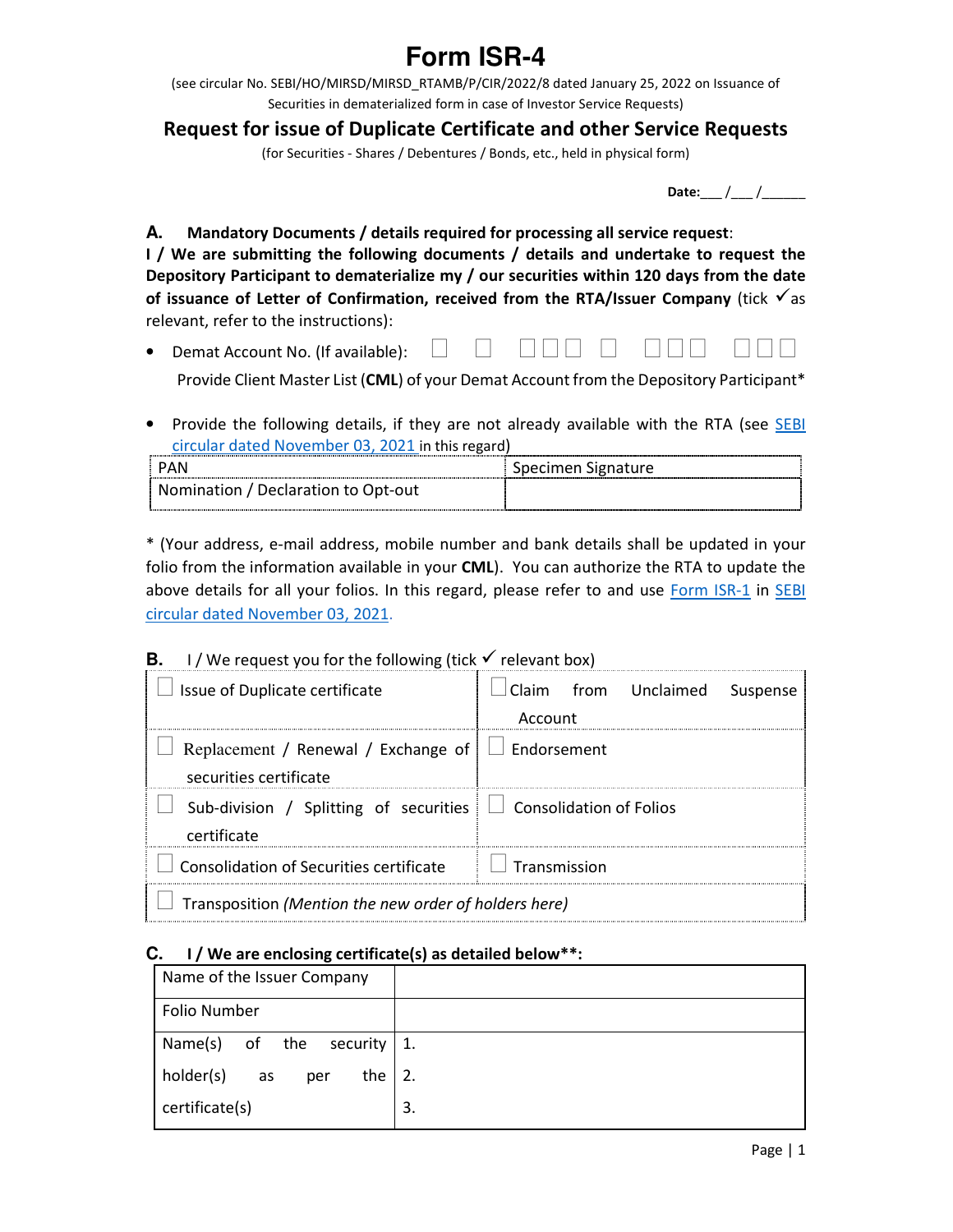# Form ISR-4

(see circular No. SEBI/HO/MIRSD/MIRSD_RTAMB/P/CIR/2022/8 dated January 25, 2022 on Issuance of Securities in dematerialized form in case of Investor Service Requests)

## Request for issue of Duplicate Certificate and other Service Requests

(for Securities - Shares / Debentures / Bonds, etc., held in physical form)

**Date:**___ /___ /______

**A. Mandatory Documents / details required for processing all service request**:

**I / We are submitting the following documents / details and undertake to request the Depository Participant to dematerialize my / our securities within 120 days from the date of issuance of Letter of Confirmation, received from the RTA/Issuer Company** (tick ✓ as relevant, refer to the instructions):

- Demat Account No. (If available): ☐ ☐ ☐☐☐ ☐ ☐☐☐ ☐☐☐

  Provide Client Master List (**CML**) of your Demat Account from the Depository Participant*

- Provide the following details, if they are not already available with the RTA (see SEBI circular dated November 03, 2021 in this regard)

| PAN | Specimen Signature |
|---|---|
| Nomination / Declaration to Opt-out | |

\* (Your address, e-mail address, mobile number and bank details shall be updated in your folio from the information available in your **CML**). You can authorize the RTA to update the above details for all your folios. In this regard, please refer to and use Form ISR-1 in SEBI circular dated November 03, 2021.

**B.** I / We request you for the following (tick ✓ relevant box)

| | |
|---|---|
| ☐ Issue of Duplicate certificate | ☐ Claim from Unclaimed Suspense Account |
| ☐ Replacement / Renewal / Exchange of securities certificate | ☐ Endorsement |
| ☐ Sub-division / Splitting of securities certificate | ☐ Consolidation of Folios |
| ☐ Consolidation of Securities certificate | ☐ Transmission |
| ☐ Transposition *(Mention the new order of holders here)* | |

**C. I / We are enclosing certificate(s) as detailed below\*\*:**

| Name of the Issuer Company | |
|---|---|
| Folio Number | |
| Name(s) of the security holder(s) as per the certificate(s) | 1.<br>2.<br>3. |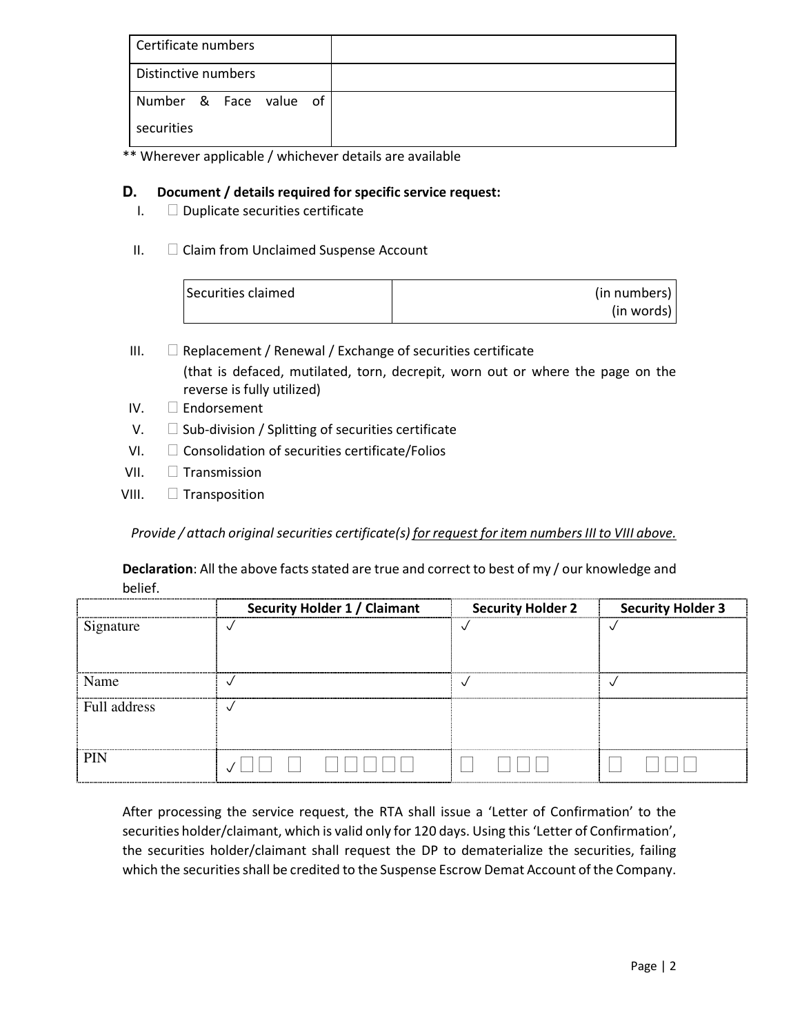| | |
|---|---|
| Certificate numbers | |
| Distinctive numbers | |
| Number & Face value of securities | |

** Wherever applicable / whichever details are available

## D. Document / details required for specific service request:

I. ☐ Duplicate securities certificate

II. ☐ Claim from Unclaimed Suspense Account

| | |
|---|---|
| Securities claimed | (in numbers)<br>(in words) |

III. ☐ Replacement / Renewal / Exchange of securities certificate (that is defaced, mutilated, torn, decrepit, worn out or where the page on the reverse is fully utilized)

IV. ☐ Endorsement

V. ☐ Sub-division / Splitting of securities certificate

VI. ☐ Consolidation of securities certificate/Folios

VII. ☐ Transmission

VIII. ☐ Transposition

*Provide / attach original securities certificate(s) for request for item numbers III to VIII above.*

**Declaration**: All the above facts stated are true and correct to best of my / our knowledge and belief.

| | Security Holder 1 / Claimant | Security Holder 2 | Security Holder 3 |
|---|---|---|---|
| Signature | ✓ | ✓ | ✓ |
| Name | ✓ | ✓ | ✓ |
| Full address | ✓ | | |
| PIN | ✓☐☐ ☐ ☐☐☐☐☐ | ☐ ☐☐☐ | ☐ ☐☐☐ |

After processing the service request, the RTA shall issue a 'Letter of Confirmation' to the securities holder/claimant, which is valid only for 120 days. Using this 'Letter of Confirmation', the securities holder/claimant shall request the DP to dematerialize the securities, failing which the securities shall be credited to the Suspense Escrow Demat Account of the Company.